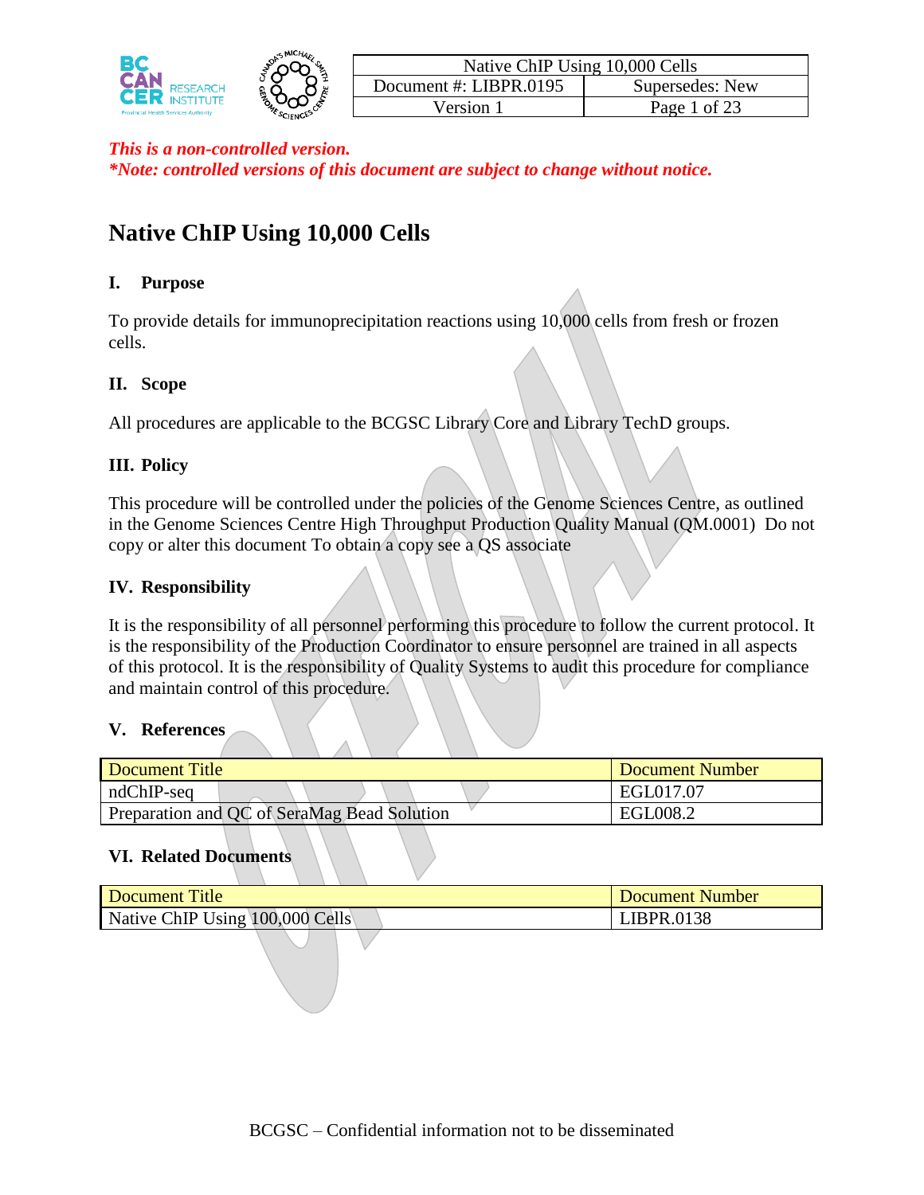*This is a non-controlled version.*
*\*Note: controlled versions of this document are subject to change without notice.*

# Native ChIP Using 10,000 Cells

## I. Purpose

To provide details for immunoprecipitation reactions using 10,000 cells from fresh or frozen cells.

## II. Scope

All procedures are applicable to the BCGSC Library Core and Library TechD groups.

## III. Policy

This procedure will be controlled under the policies of the Genome Sciences Centre, as outlined in the Genome Sciences Centre High Throughput Production Quality Manual (QM.0001) Do not copy or alter this document To obtain a copy see a QS associate

## IV. Responsibility

It is the responsibility of all personnel performing this procedure to follow the current protocol. It is the responsibility of the Production Coordinator to ensure personnel are trained in all aspects of this protocol. It is the responsibility of Quality Systems to audit this procedure for compliance and maintain control of this procedure.

## V. References

| Document Title | Document Number |
|---|---|
| ndChIP-seq | EGL017.07 |
| Preparation and QC of SeraMag Bead Solution | EGL008.2 |

## VI. Related Documents

| Document Title | Document Number |
|---|---|
| Native ChIP Using 100,000 Cells | LIBPR.0138 |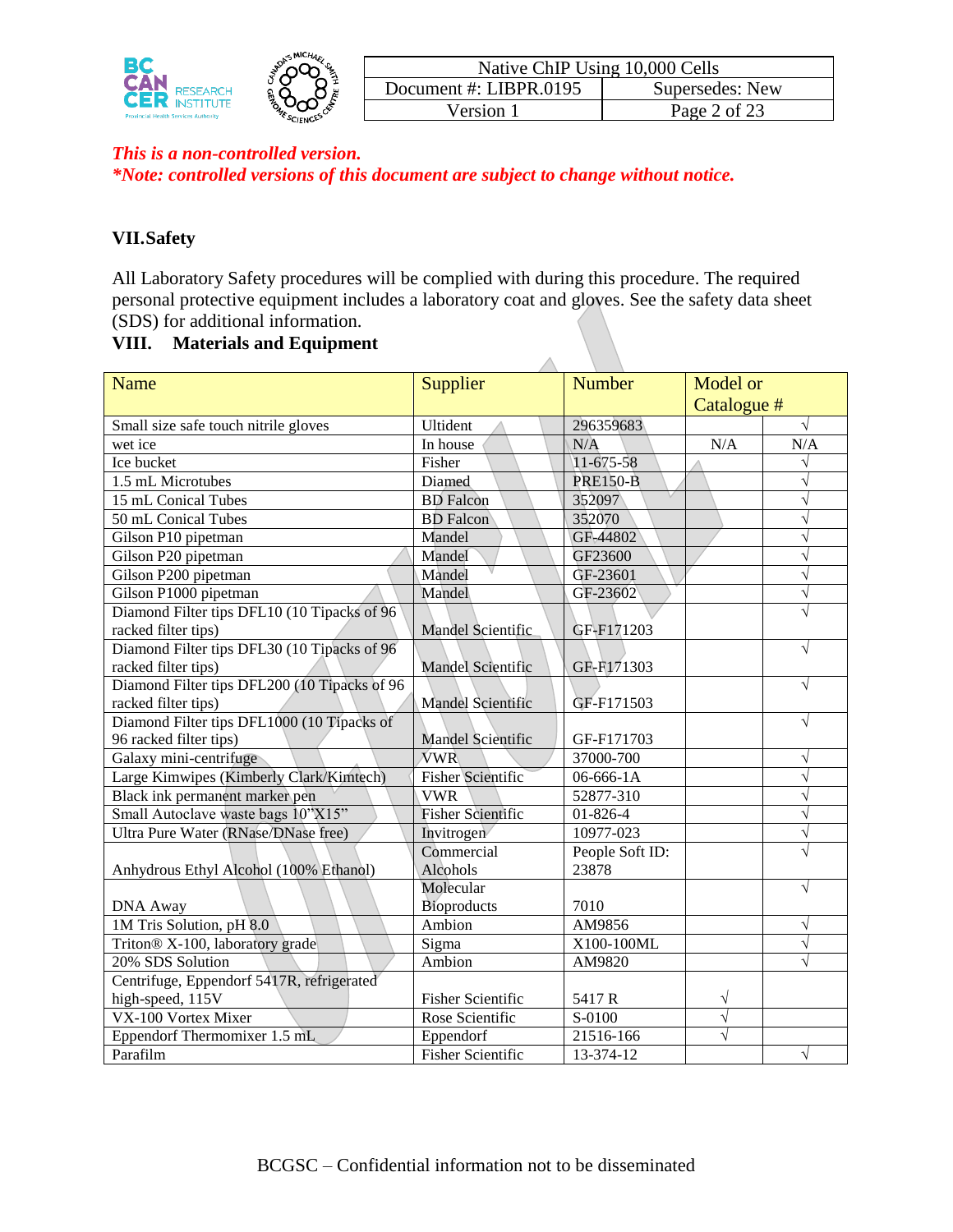## VII. Safety

All Laboratory Safety procedures will be complied with during this procedure. The required personal protective equipment includes a laboratory coat and gloves. See the safety data sheet (SDS) for additional information.

## VIII. Materials and Equipment

| Name | Supplier | Number | Model or Catalogue # | |
|---|---|---|---|---|
| Small size safe touch nitrile gloves | Ultident | 296359683 | | √ |
| wet ice | In house | N/A | N/A | N/A |
| Ice bucket | Fisher | 11-675-58 | | √ |
| 1.5 mL Microtubes | Diamed | PRE150-B | | √ |
| 15 mL Conical Tubes | BD Falcon | 352097 | | √ |
| 50 mL Conical Tubes | BD Falcon | 352070 | | √ |
| Gilson P10 pipetman | Mandel | GF-44802 | | √ |
| Gilson P20 pipetman | Mandel | GF23600 | | √ |
| Gilson P200 pipetman | Mandel | GF-23601 | | √ |
| Gilson P1000 pipetman | Mandel | GF-23602 | | √ |
| Diamond Filter tips DFL10 (10 Tipacks of 96 racked filter tips) | Mandel Scientific | GF-F171203 | | √ |
| Diamond Filter tips DFL30 (10 Tipacks of 96 racked filter tips) | Mandel Scientific | GF-F171303 | | √ |
| Diamond Filter tips DFL200 (10 Tipacks of 96 racked filter tips) | Mandel Scientific | GF-F171503 | | √ |
| Diamond Filter tips DFL1000 (10 Tipacks of 96 racked filter tips) | Mandel Scientific | GF-F171703 | | √ |
| Galaxy mini-centrifuge | VWR | 37000-700 | | √ |
| Large Kimwipes (Kimberly Clark/Kimtech) | Fisher Scientific | 06-666-1A | | √ |
| Black ink permanent marker pen | VWR | 52877-310 | | √ |
| Small Autoclave waste bags 10"X15" | Fisher Scientific | 01-826-4 | | √ |
| Ultra Pure Water (RNase/DNase free) | Invitrogen | 10977-023 | | √ |
| Anhydrous Ethyl Alcohol (100% Ethanol) | Commercial Alcohols | People Soft ID: 23878 | | √ |
| DNA Away | Molecular Bioproducts | 7010 | | √ |
| 1M Tris Solution, pH 8.0 | Ambion | AM9856 | | √ |
| Triton® X-100, laboratory grade | Sigma | X100-100ML | | √ |
| 20% SDS Solution | Ambion | AM9820 | | √ |
| Centrifuge, Eppendorf 5417R, refrigerated high-speed, 115V | Fisher Scientific | 5417 R | √ | |
| VX-100 Vortex Mixer | Rose Scientific | S-0100 | √ | |
| Eppendorf Thermomixer 1.5 mL | Eppendorf | 21516-166 | √ | |
| Parafilm | Fisher Scientific | 13-374-12 | | √ |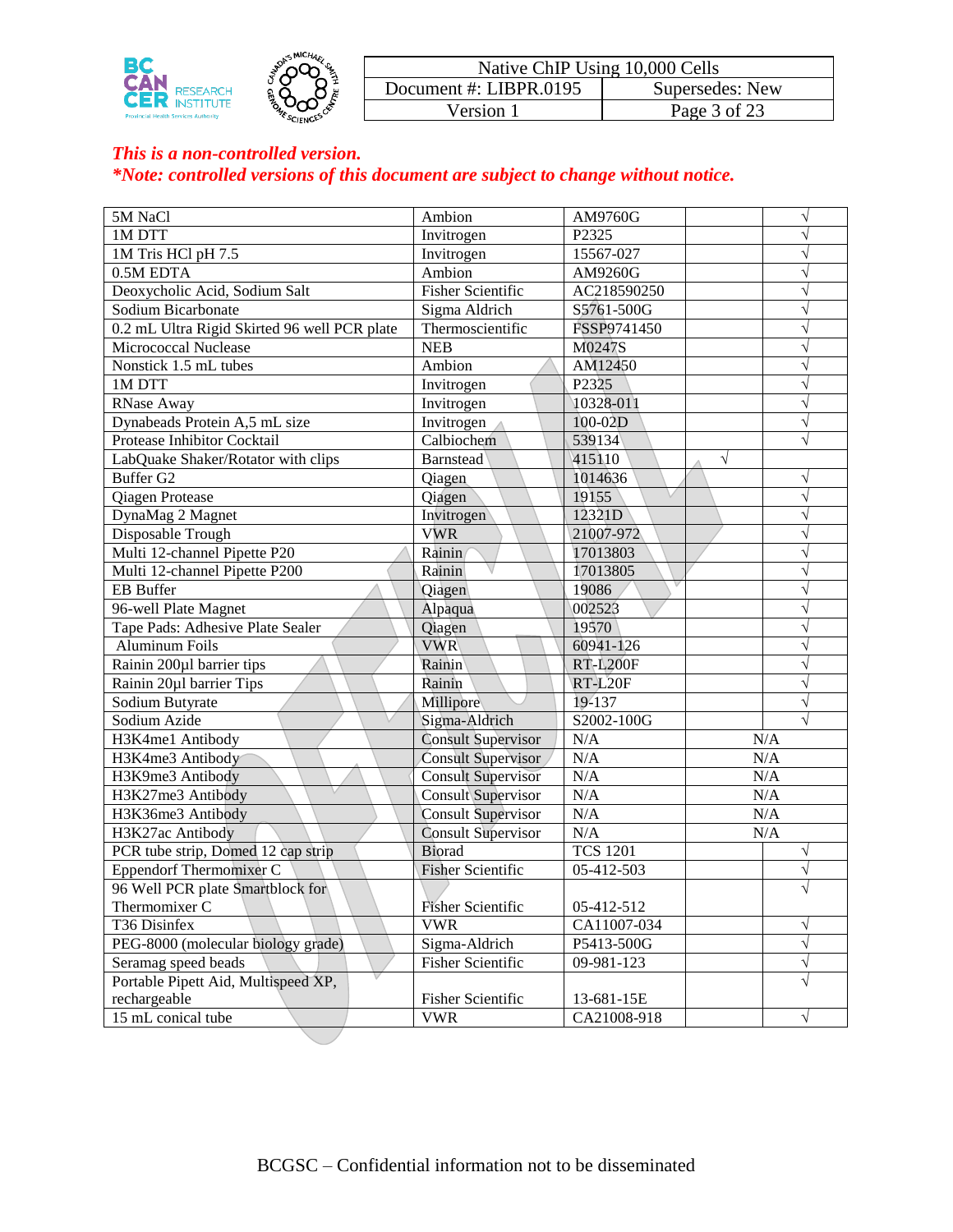*This is a non-controlled version.*
***Note: controlled versions of this document are subject to change without notice.***

| | | | | |
|---|---|---|---|---|
| 5M NaCl | Ambion | AM9760G | | √ |
| 1M DTT | Invitrogen | P2325 | | √ |
| 1M Tris HCl pH 7.5 | Invitrogen | 15567-027 | | √ |
| 0.5M EDTA | Ambion | AM9260G | | √ |
| Deoxycholic Acid, Sodium Salt | Fisher Scientific | AC218590250 | | √ |
| Sodium Bicarbonate | Sigma Aldrich | S5761-500G | | √ |
| 0.2 mL Ultra Rigid Skirted 96 well PCR plate | Thermoscientific | FSSP9741450 | | √ |
| Micrococcal Nuclease | NEB | M0247S | | √ |
| Nonstick 1.5 mL tubes | Ambion | AM12450 | | √ |
| 1M DTT | Invitrogen | P2325 | | √ |
| RNase Away | Invitrogen | 10328-011 | | √ |
| Dynabeads Protein A,5 mL size | Invitrogen | 100-02D | | √ |
| Protease Inhibitor Cocktail | Calbiochem | 539134 | | √ |
| LabQuake Shaker/Rotator with clips | Barnstead | 415110 | √ | |
| Buffer G2 | Qiagen | 1014636 | | √ |
| Qiagen Protease | Qiagen | 19155 | | √ |
| DynaMag 2 Magnet | Invitrogen | 12321D | | √ |
| Disposable Trough | VWR | 21007-972 | | √ |
| Multi 12-channel Pipette P20 | Rainin | 17013803 | | √ |
| Multi 12-channel Pipette P200 | Rainin | 17013805 | | √ |
| EB Buffer | Qiagen | 19086 | | √ |
| 96-well Plate Magnet | Alpaqua | 002523 | | √ |
| Tape Pads: Adhesive Plate Sealer | Qiagen | 19570 | | √ |
| Aluminum Foils | VWR | 60941-126 | | √ |
| Rainin 200µl barrier tips | Rainin | RT-L200F | | √ |
| Rainin 20µl barrier Tips | Rainin | RT-L20F | | √ |
| Sodium Butyrate | Millipore | 19-137 | | √ |
| Sodium Azide | Sigma-Aldrich | S2002-100G | | √ |
| H3K4me1 Antibody | Consult Supervisor | N/A | N/A | |
| H3K4me3 Antibody | Consult Supervisor | N/A | N/A | |
| H3K9me3 Antibody | Consult Supervisor | N/A | N/A | |
| H3K27me3 Antibody | Consult Supervisor | N/A | N/A | |
| H3K36me3 Antibody | Consult Supervisor | N/A | N/A | |
| H3K27ac Antibody | Consult Supervisor | N/A | N/A | |
| PCR tube strip, Domed 12 cap strip | Biorad | TCS 1201 | | √ |
| Eppendorf Thermomixer C | Fisher Scientific | 05-412-503 | | √ |
| 96 Well PCR plate Smartblock for Thermomixer C | Fisher Scientific | 05-412-512 | | √ |
| T36 Disinfex | VWR | CA11007-034 | | √ |
| PEG-8000 (molecular biology grade) | Sigma-Aldrich | P5413-500G | | √ |
| Seramag speed beads | Fisher Scientific | 09-981-123 | | √ |
| Portable Pipett Aid, Multispeed XP, rechargeable | Fisher Scientific | 13-681-15E | | √ |
| 15 mL conical tube | VWR | CA21008-918 | | √ |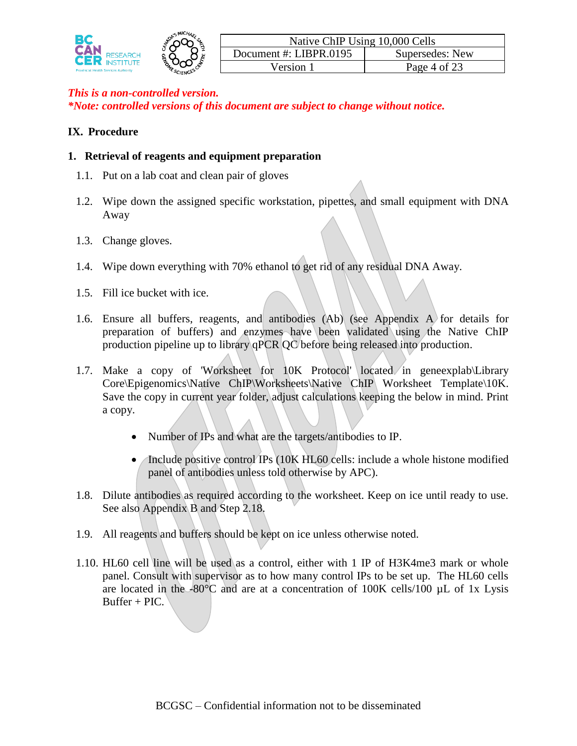*This is a non-controlled version.*
***Note: controlled versions of this document are subject to change without notice.***

## IX. Procedure

### 1. Retrieval of reagents and equipment preparation

1.1. Put on a lab coat and clean pair of gloves

1.2. Wipe down the assigned specific workstation, pipettes, and small equipment with DNA Away

1.3. Change gloves.

1.4. Wipe down everything with 70% ethanol to get rid of any residual DNA Away.

1.5. Fill ice bucket with ice.

1.6. Ensure all buffers, reagents, and antibodies (Ab) (see Appendix A for details for preparation of buffers) and enzymes have been validated using the Native ChIP production pipeline up to library qPCR QC before being released into production.

1.7. Make a copy of 'Worksheet for 10K Protocol' located in geneexplab\Library Core\Epigenomics\Native ChIP\Worksheets\Native ChIP Worksheet Template\10K. Save the copy in current year folder, adjust calculations keeping the below in mind. Print a copy.

- Number of IPs and what are the targets/antibodies to IP.
- Include positive control IPs (10K HL60 cells: include a whole histone modified panel of antibodies unless told otherwise by APC).

1.8. Dilute antibodies as required according to the worksheet. Keep on ice until ready to use. See also Appendix B and Step 2.18.

1.9. All reagents and buffers should be kept on ice unless otherwise noted.

1.10. HL60 cell line will be used as a control, either with 1 IP of H3K4me3 mark or whole panel. Consult with supervisor as to how many control IPs to be set up. The HL60 cells are located in the -80°C and are at a concentration of 100K cells/100 µL of 1x Lysis Buffer + PIC.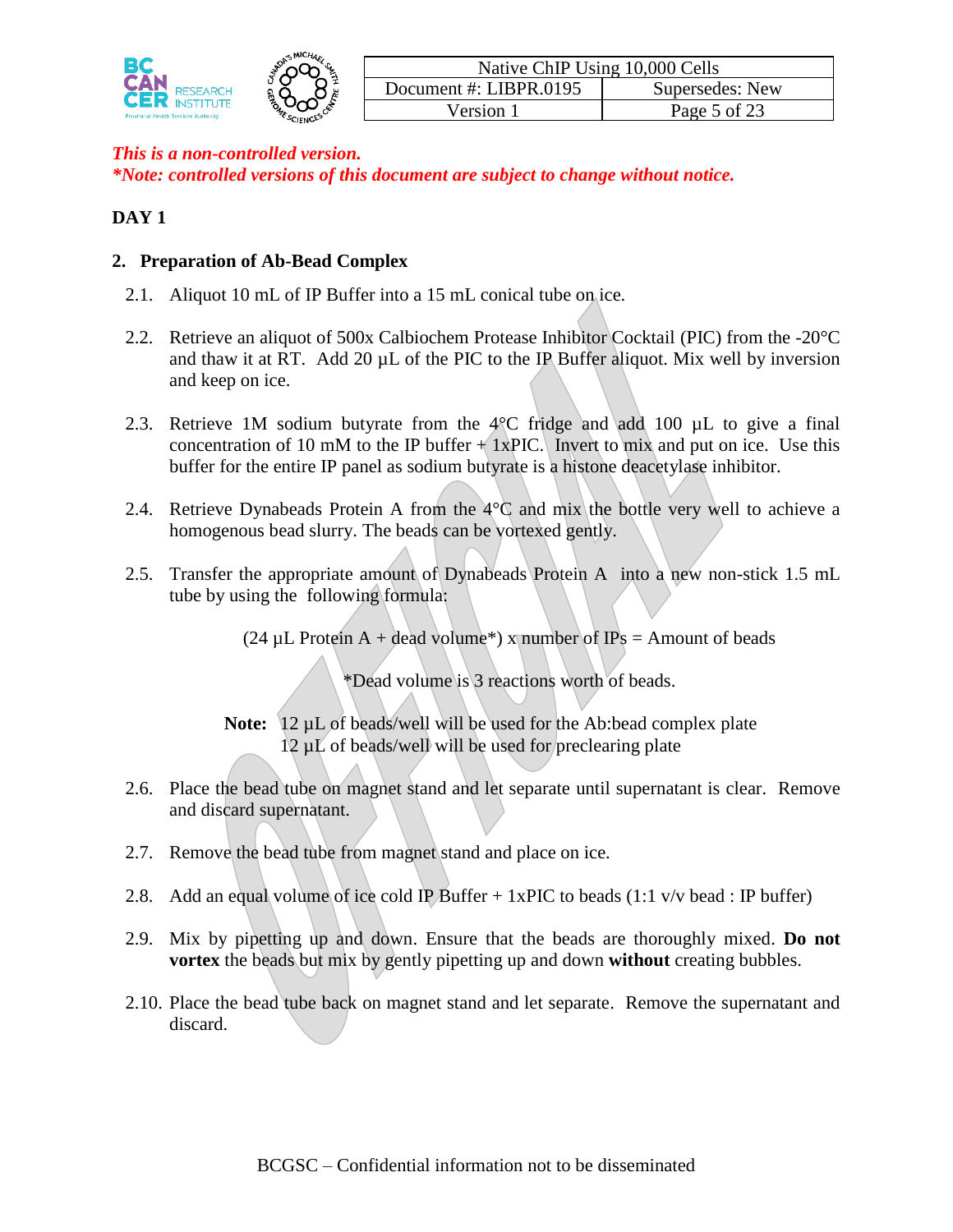*This is a non-controlled version.*
***Note: controlled versions of this document are subject to change without notice.***

**DAY 1**

## 2. Preparation of Ab-Bead Complex

2.1. Aliquot 10 mL of IP Buffer into a 15 mL conical tube on ice.

2.2. Retrieve an aliquot of 500x Calbiochem Protease Inhibitor Cocktail (PIC) from the -20°C and thaw it at RT. Add 20 µL of the PIC to the IP Buffer aliquot. Mix well by inversion and keep on ice.

2.3. Retrieve 1M sodium butyrate from the 4°C fridge and add 100 µL to give a final concentration of 10 mM to the IP buffer + 1xPIC. Invert to mix and put on ice. Use this buffer for the entire IP panel as sodium butyrate is a histone deacetylase inhibitor.

2.4. Retrieve Dynabeads Protein A from the 4°C and mix the bottle very well to achieve a homogenous bead slurry. The beads can be vortexed gently.

2.5. Transfer the appropriate amount of Dynabeads Protein A into a new non-stick 1.5 mL tube by using the following formula:

(24 µL Protein A + dead volume*) x number of IPs = Amount of beads

*Dead volume is 3 reactions worth of beads.

**Note:** 12 µL of beads/well will be used for the Ab:bead complex plate
12 µL of beads/well will be used for preclearing plate

2.6. Place the bead tube on magnet stand and let separate until supernatant is clear. Remove and discard supernatant.

2.7. Remove the bead tube from magnet stand and place on ice.

2.8. Add an equal volume of ice cold IP Buffer + 1xPIC to beads (1:1 v/v bead : IP buffer)

2.9. Mix by pipetting up and down. Ensure that the beads are thoroughly mixed. **Do not vortex** the beads but mix by gently pipetting up and down **without** creating bubbles.

2.10. Place the bead tube back on magnet stand and let separate. Remove the supernatant and discard.

BCGSC – Confidential information not to be disseminated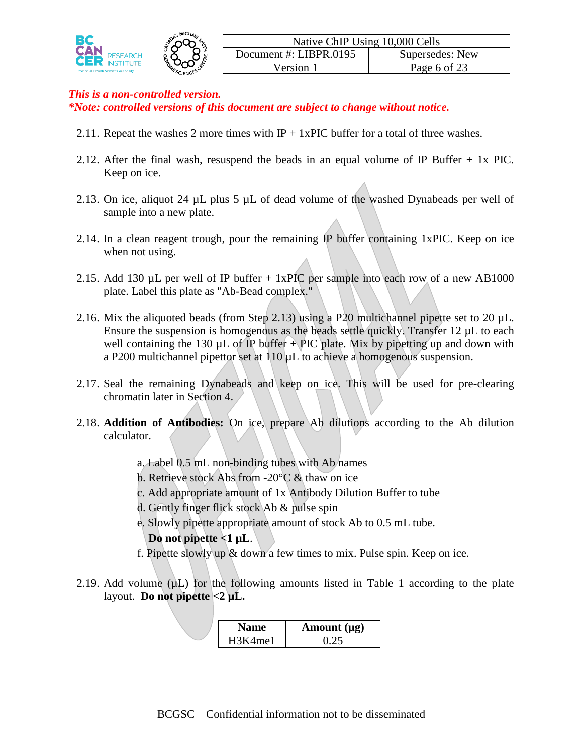*This is a non-controlled version.*
****Note: controlled versions of this document are subject to change without notice.***

2.11. Repeat the washes 2 more times with IP + 1xPIC buffer for a total of three washes.

2.12. After the final wash, resuspend the beads in an equal volume of IP Buffer + 1x PIC. Keep on ice.

2.13. On ice, aliquot 24 µL plus 5 µL of dead volume of the washed Dynabeads per well of sample into a new plate.

2.14. In a clean reagent trough, pour the remaining IP buffer containing 1xPIC. Keep on ice when not using.

2.15. Add 130 µL per well of IP buffer + 1xPIC per sample into each row of a new AB1000 plate. Label this plate as "Ab-Bead complex."

2.16. Mix the aliquoted beads (from Step 2.13) using a P20 multichannel pipette set to 20 µL. Ensure the suspension is homogenous as the beads settle quickly. Transfer 12 µL to each well containing the 130 µL of IP buffer + PIC plate. Mix by pipetting up and down with a P200 multichannel pipettor set at 110 µL to achieve a homogenous suspension.

2.17. Seal the remaining Dynabeads and keep on ice. This will be used for pre-clearing chromatin later in Section 4.

2.18. **Addition of Antibodies:** On ice, prepare Ab dilutions according to the Ab dilution calculator.

a. Label 0.5 mL non-binding tubes with Ab names
b. Retrieve stock Abs from -20°C & thaw on ice
c. Add appropriate amount of 1x Antibody Dilution Buffer to tube
d. Gently finger flick stock Ab & pulse spin
e. Slowly pipette appropriate amount of stock Ab to 0.5 mL tube.
**Do not pipette <1 µL**.
f. Pipette slowly up & down a few times to mix. Pulse spin. Keep on ice.

2.19. Add volume (µL) for the following amounts listed in Table 1 according to the plate layout. **Do not pipette <2 µL.**

| Name | Amount (µg) |
|---|---|
| H3K4me1 | 0.25 |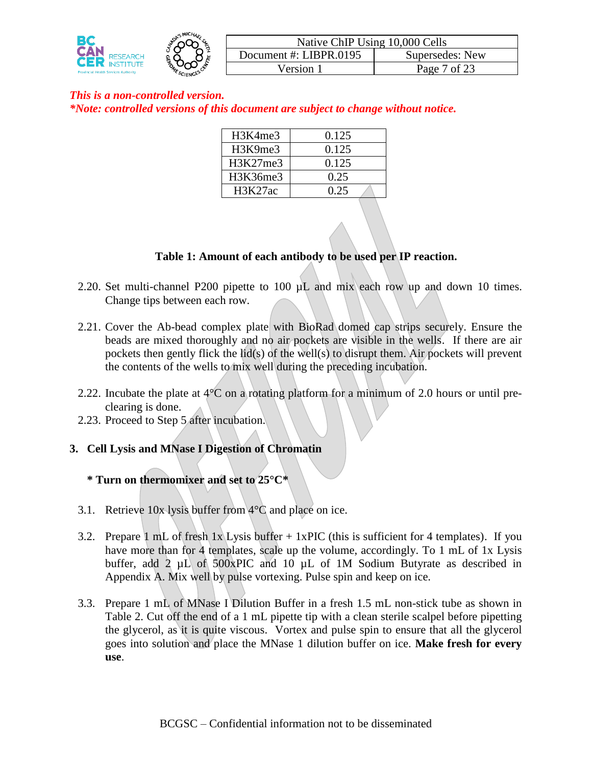*This is a non-controlled version.*
***Note: controlled versions of this document are subject to change without notice.***

| | |
|---|---|
| H3K4me3 | 0.125 |
| H3K9me3 | 0.125 |
| H3K27me3 | 0.125 |
| H3K36me3 | 0.25 |
| H3K27ac | 0.25 |

**Table 1: Amount of each antibody to be used per IP reaction.**

2.20. Set multi-channel P200 pipette to 100 µL and mix each row up and down 10 times. Change tips between each row.

2.21. Cover the Ab-bead complex plate with BioRad domed cap strips securely. Ensure the beads are mixed thoroughly and no air pockets are visible in the wells. If there are air pockets then gently flick the lid(s) of the well(s) to disrupt them. Air pockets will prevent the contents of the wells to mix well during the preceding incubation.

2.22. Incubate the plate at 4°C on a rotating platform for a minimum of 2.0 hours or until pre-clearing is done.

2.23. Proceed to Step 5 after incubation.

## 3. Cell Lysis and MNase I Digestion of Chromatin

**\* Turn on thermomixer and set to 25°C\***

3.1. Retrieve 10x lysis buffer from 4°C and place on ice.

3.2. Prepare 1 mL of fresh 1x Lysis buffer + 1xPIC (this is sufficient for 4 templates). If you have more than for 4 templates, scale up the volume, accordingly. To 1 mL of 1x Lysis buffer, add 2 µL of 500xPIC and 10 µL of 1M Sodium Butyrate as described in Appendix A. Mix well by pulse vortexing. Pulse spin and keep on ice.

3.3. Prepare 1 mL of MNase I Dilution Buffer in a fresh 1.5 mL non-stick tube as shown in Table 2. Cut off the end of a 1 mL pipette tip with a clean sterile scalpel before pipetting the glycerol, as it is quite viscous. Vortex and pulse spin to ensure that all the glycerol goes into solution and place the MNase 1 dilution buffer on ice. **Make fresh for every use**.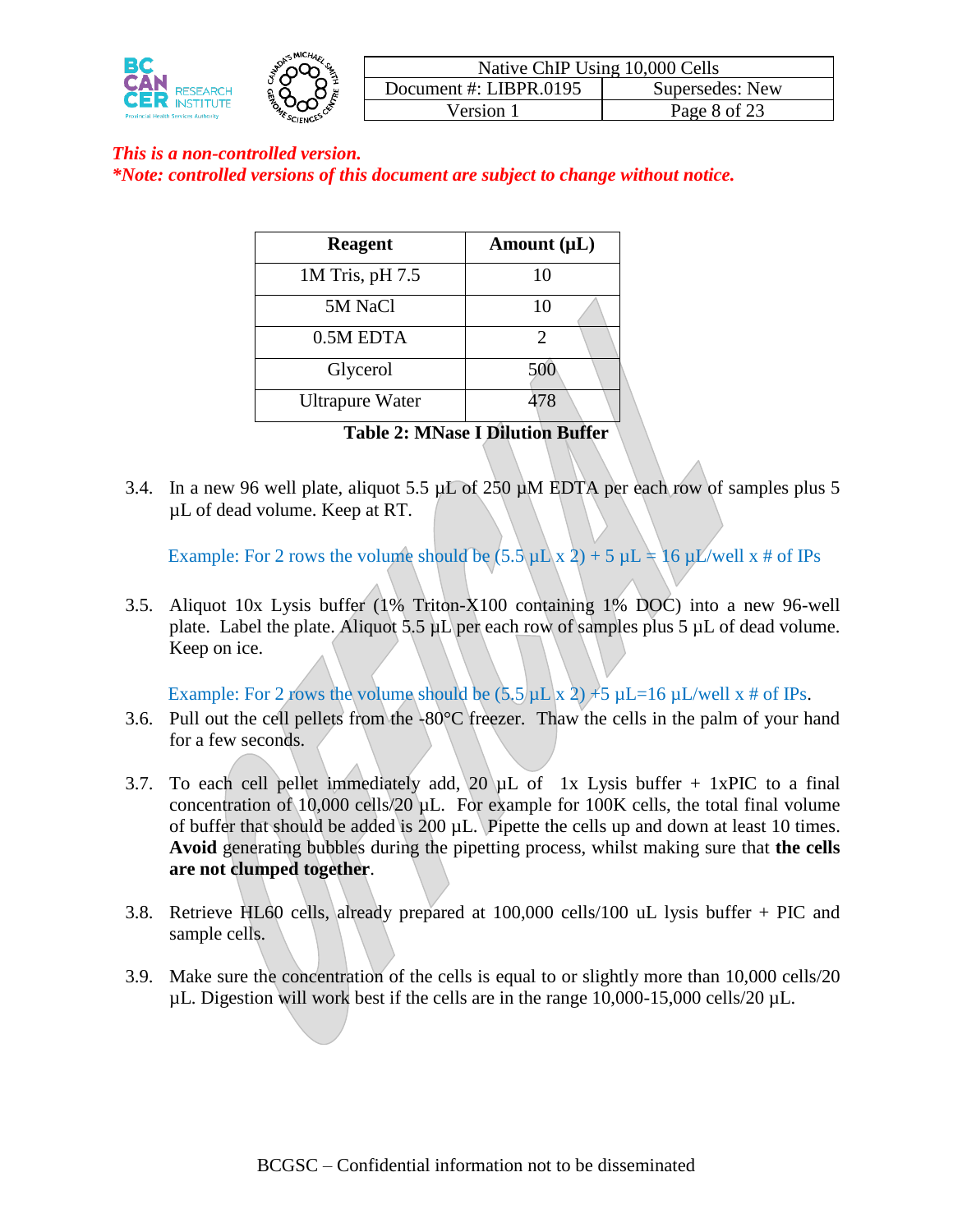*This is a non-controlled version.*
*\*Note: controlled versions of this document are subject to change without notice.*

| Reagent | Amount (µL) |
|---|---|
| 1M Tris, pH 7.5 | 10 |
| 5M NaCl | 10 |
| 0.5M EDTA | 2 |
| Glycerol | 500 |
| Ultrapure Water | 478 |

**Table 2: MNase I Dilution Buffer**

3.4. In a new 96 well plate, aliquot 5.5 µL of 250 µM EDTA per each row of samples plus 5 µL of dead volume. Keep at RT.

Example: For 2 rows the volume should be (5.5 µL x 2) + 5 µL = 16 µL/well x # of IPs

3.5. Aliquot 10x Lysis buffer (1% Triton-X100 containing 1% DOC) into a new 96-well plate. Label the plate. Aliquot 5.5 µL per each row of samples plus 5 µL of dead volume. Keep on ice.

Example: For 2 rows the volume should be (5.5 µL x 2) +5 µL=16 µL/well x # of IPs.

3.6. Pull out the cell pellets from the -80°C freezer. Thaw the cells in the palm of your hand for a few seconds.

3.7. To each cell pellet immediately add, 20 µL of 1x Lysis buffer + 1xPIC to a final concentration of 10,000 cells/20 µL. For example for 100K cells, the total final volume of buffer that should be added is 200 µL. Pipette the cells up and down at least 10 times. **Avoid** generating bubbles during the pipetting process, whilst making sure that **the cells are not clumped together**.

3.8. Retrieve HL60 cells, already prepared at 100,000 cells/100 uL lysis buffer + PIC and sample cells.

3.9. Make sure the concentration of the cells is equal to or slightly more than 10,000 cells/20 µL. Digestion will work best if the cells are in the range 10,000-15,000 cells/20 µL.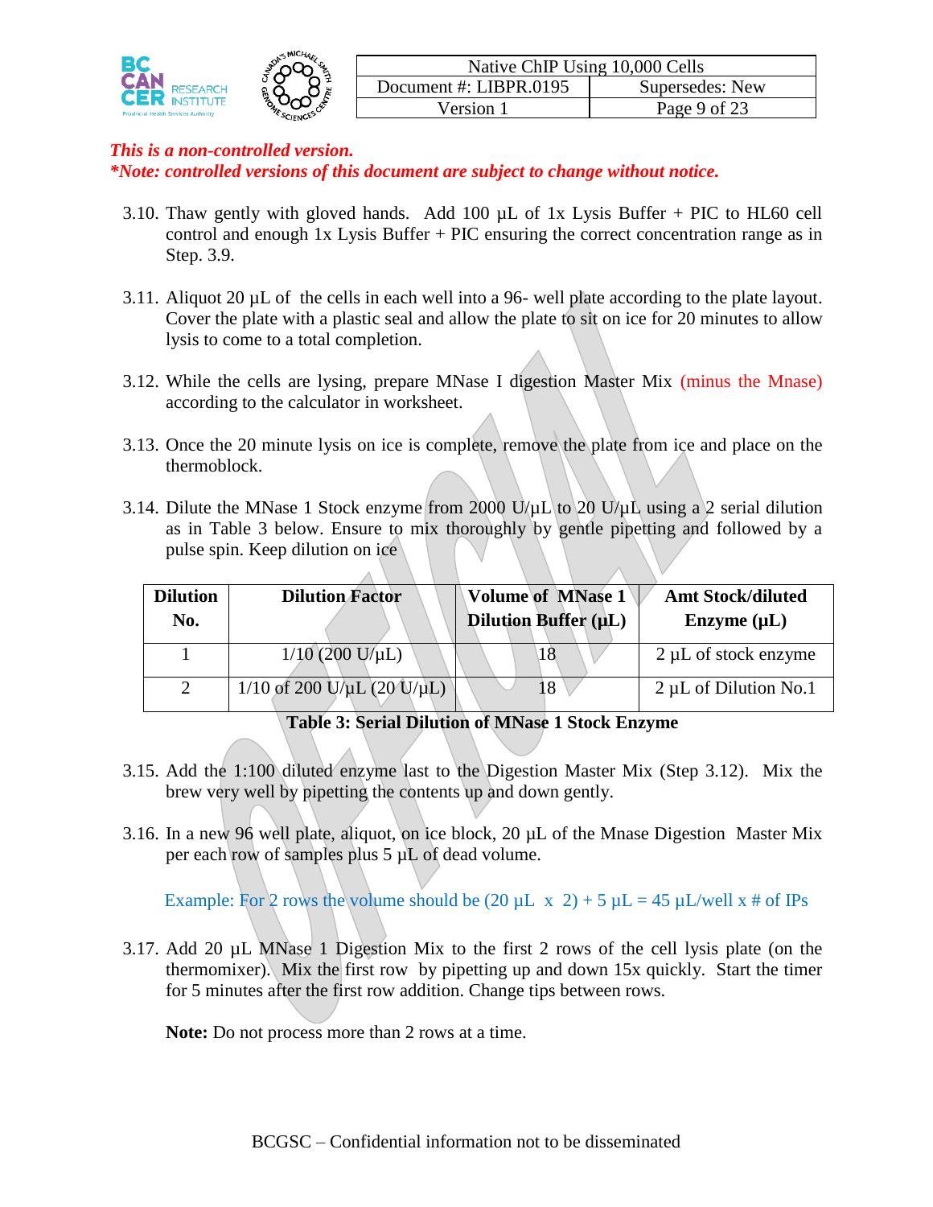*This is a non-controlled version.*
***Note: controlled versions of this document are subject to change without notice.***

3.10. Thaw gently with gloved hands. Add 100 µL of 1x Lysis Buffer + PIC to HL60 cell control and enough 1x Lysis Buffer + PIC ensuring the correct concentration range as in Step. 3.9.

3.11. Aliquot 20 µL of the cells in each well into a 96- well plate according to the plate layout. Cover the plate with a plastic seal and allow the plate to sit on ice for 20 minutes to allow lysis to come to a total completion.

3.12. While the cells are lysing, prepare MNase I digestion Master Mix (minus the Mnase) according to the calculator in worksheet.

3.13. Once the 20 minute lysis on ice is complete, remove the plate from ice and place on the thermoblock.

3.14. Dilute the MNase 1 Stock enzyme from 2000 U/µL to 20 U/µL using a 2 serial dilution as in Table 3 below. Ensure to mix thoroughly by gentle pipetting and followed by a pulse spin. Keep dilution on ice

| Dilution No. | Dilution Factor | Volume of MNase 1 Dilution Buffer (µL) | Amt Stock/diluted Enzyme (µL) |
|---|---|---|---|
| 1 | 1/10 (200 U/µL) | 18 | 2 µL of stock enzyme |
| 2 | 1/10 of 200 U/µL (20 U/µL) | 18 | 2 µL of Dilution No.1 |

**Table 3: Serial Dilution of MNase 1 Stock Enzyme**

3.15. Add the 1:100 diluted enzyme last to the Digestion Master Mix (Step 3.12). Mix the brew very well by pipetting the contents up and down gently.

3.16. In a new 96 well plate, aliquot, on ice block, 20 µL of the Mnase Digestion Master Mix per each row of samples plus 5 µL of dead volume.

Example: For 2 rows the volume should be (20 µL x 2) + 5 µL = 45 µL/well x # of IPs

3.17. Add 20 µL MNase 1 Digestion Mix to the first 2 rows of the cell lysis plate (on the thermomixer). Mix the first row by pipetting up and down 15x quickly. Start the timer for 5 minutes after the first row addition. Change tips between rows.

**Note:** Do not process more than 2 rows at a time.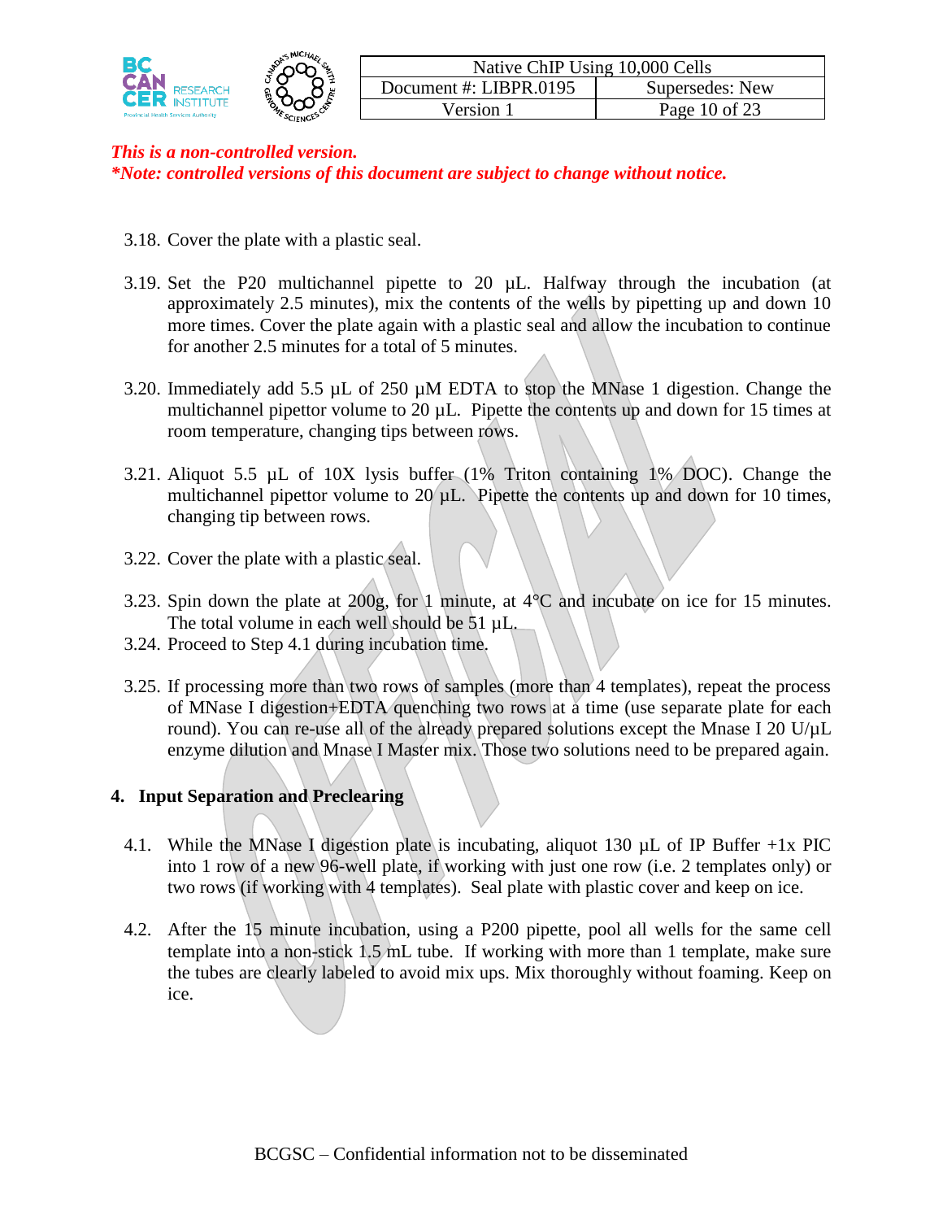*This is a non-controlled version.*
***Note: controlled versions of this document are subject to change without notice.***

3.18. Cover the plate with a plastic seal.

3.19. Set the P20 multichannel pipette to 20 µL. Halfway through the incubation (at approximately 2.5 minutes), mix the contents of the wells by pipetting up and down 10 more times. Cover the plate again with a plastic seal and allow the incubation to continue for another 2.5 minutes for a total of 5 minutes.

3.20. Immediately add 5.5 µL of 250 µM EDTA to stop the MNase 1 digestion. Change the multichannel pipettor volume to 20 µL. Pipette the contents up and down for 15 times at room temperature, changing tips between rows.

3.21. Aliquot 5.5 µL of 10X lysis buffer (1% Triton containing 1% DOC). Change the multichannel pipettor volume to 20 µL. Pipette the contents up and down for 10 times, changing tip between rows.

3.22. Cover the plate with a plastic seal.

3.23. Spin down the plate at 200g, for 1 minute, at 4°C and incubate on ice for 15 minutes. The total volume in each well should be 51 µL.

3.24. Proceed to Step 4.1 during incubation time.

3.25. If processing more than two rows of samples (more than 4 templates), repeat the process of MNase I digestion+EDTA quenching two rows at a time (use separate plate for each round). You can re-use all of the already prepared solutions except the Mnase I 20 U/µL enzyme dilution and Mnase I Master mix. Those two solutions need to be prepared again.

## 4. Input Separation and Preclearing

4.1. While the MNase I digestion plate is incubating, aliquot 130 µL of IP Buffer +1x PIC into 1 row of a new 96-well plate, if working with just one row (i.e. 2 templates only) or two rows (if working with 4 templates). Seal plate with plastic cover and keep on ice.

4.2. After the 15 minute incubation, using a P200 pipette, pool all wells for the same cell template into a non-stick 1.5 mL tube. If working with more than 1 template, make sure the tubes are clearly labeled to avoid mix ups. Mix thoroughly without foaming. Keep on ice.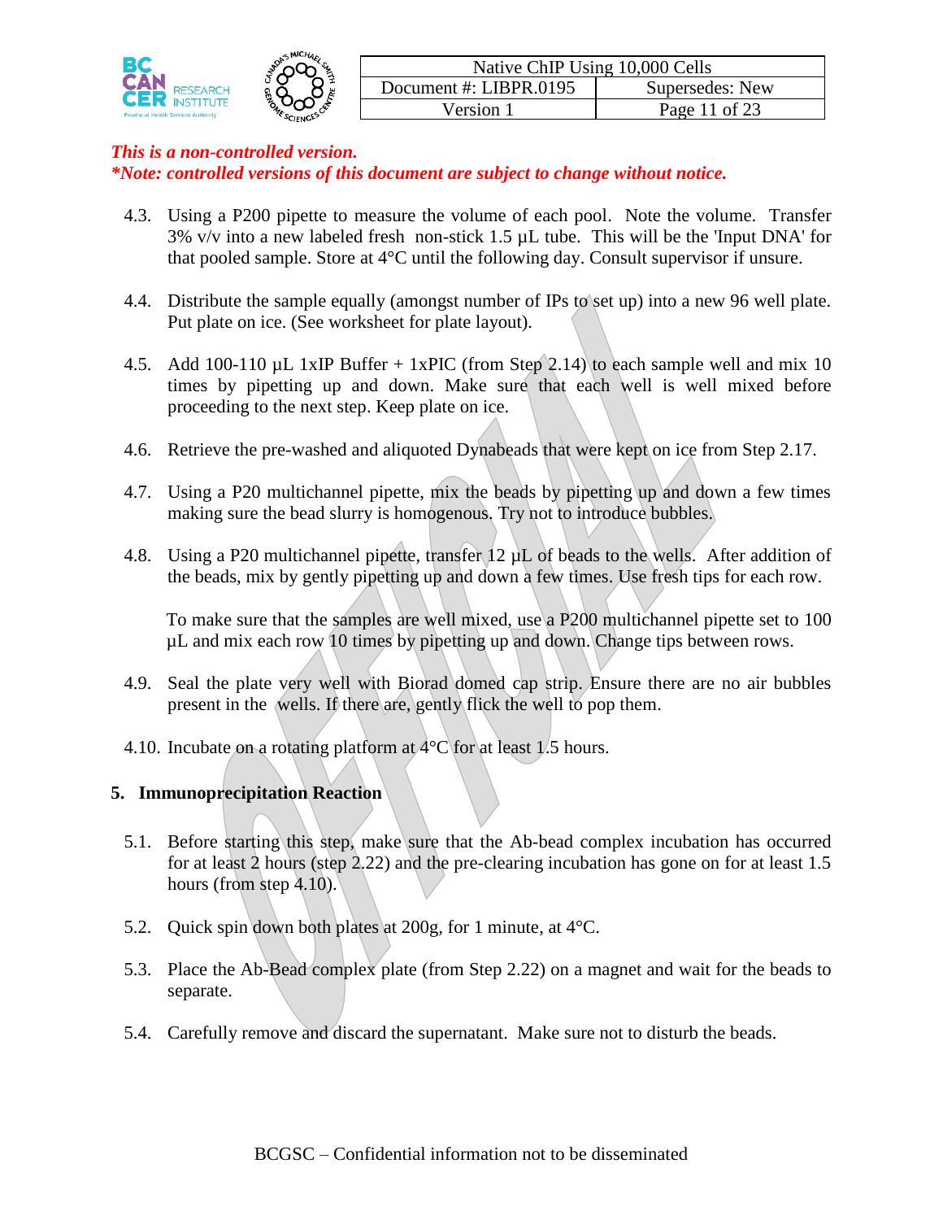*This is a non-controlled version.*
***Note: controlled versions of this document are subject to change without notice.***

4.3. Using a P200 pipette to measure the volume of each pool. Note the volume. Transfer 3% v/v into a new labeled fresh non-stick 1.5 µL tube. This will be the 'Input DNA' for that pooled sample. Store at 4°C until the following day. Consult supervisor if unsure.

4.4. Distribute the sample equally (amongst number of IPs to set up) into a new 96 well plate. Put plate on ice. (See worksheet for plate layout).

4.5. Add 100-110 µL 1xIP Buffer + 1xPIC (from Step 2.14) to each sample well and mix 10 times by pipetting up and down. Make sure that each well is well mixed before proceeding to the next step. Keep plate on ice.

4.6. Retrieve the pre-washed and aliquoted Dynabeads that were kept on ice from Step 2.17.

4.7. Using a P20 multichannel pipette, mix the beads by pipetting up and down a few times making sure the bead slurry is homogenous. Try not to introduce bubbles.

4.8. Using a P20 multichannel pipette, transfer 12 µL of beads to the wells. After addition of the beads, mix by gently pipetting up and down a few times. Use fresh tips for each row.

To make sure that the samples are well mixed, use a P200 multichannel pipette set to 100 µL and mix each row 10 times by pipetting up and down. Change tips between rows.

4.9. Seal the plate very well with Biorad domed cap strip. Ensure there are no air bubbles present in the wells. If there are, gently flick the well to pop them.

4.10. Incubate on a rotating platform at 4°C for at least 1.5 hours.

## 5. Immunoprecipitation Reaction

5.1. Before starting this step, make sure that the Ab-bead complex incubation has occurred for at least 2 hours (step 2.22) and the pre-clearing incubation has gone on for at least 1.5 hours (from step 4.10).

5.2. Quick spin down both plates at 200g, for 1 minute, at 4°C.

5.3. Place the Ab-Bead complex plate (from Step 2.22) on a magnet and wait for the beads to separate.

5.4. Carefully remove and discard the supernatant. Make sure not to disturb the beads.

BCGSC – Confidential information not to be disseminated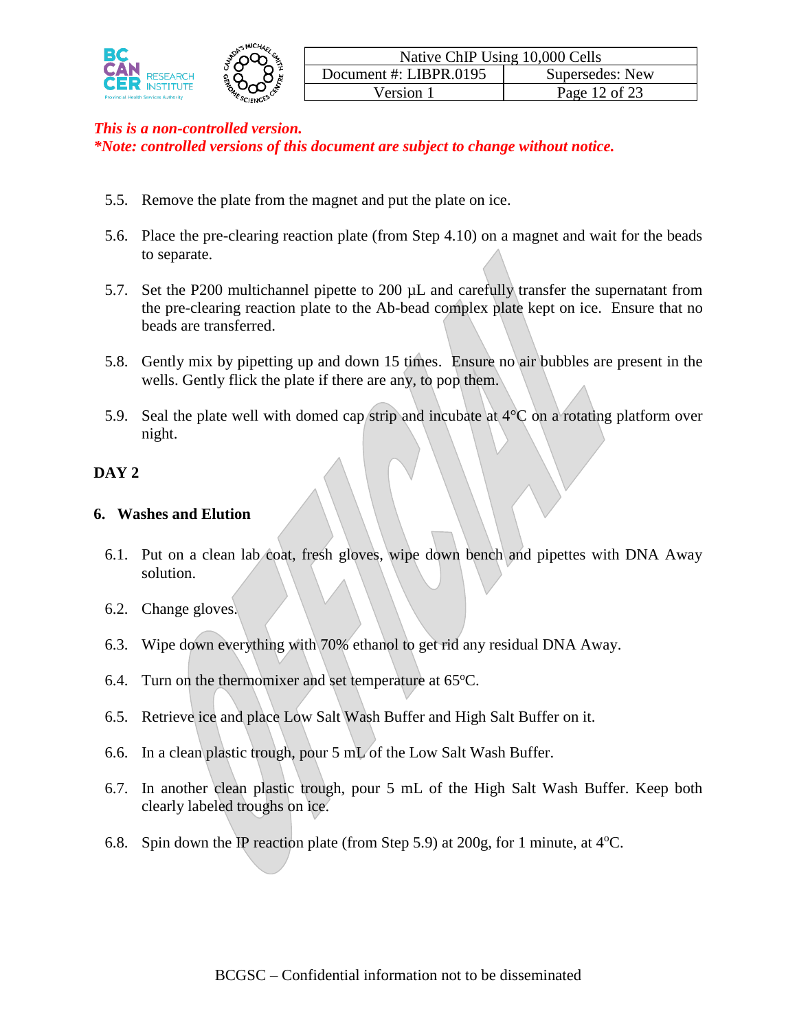*This is a non-controlled version.*
***Note: controlled versions of this document are subject to change without notice.***

5.5. Remove the plate from the magnet and put the plate on ice.

5.6. Place the pre-clearing reaction plate (from Step 4.10) on a magnet and wait for the beads to separate.

5.7. Set the P200 multichannel pipette to 200 µL and carefully transfer the supernatant from the pre-clearing reaction plate to the Ab-bead complex plate kept on ice. Ensure that no beads are transferred.

5.8. Gently mix by pipetting up and down 15 times. Ensure no air bubbles are present in the wells. Gently flick the plate if there are any, to pop them.

5.9. Seal the plate well with domed cap strip and incubate at 4°C on a rotating platform over night.

**DAY 2**

**6. Washes and Elution**

6.1. Put on a clean lab coat, fresh gloves, wipe down bench and pipettes with DNA Away solution.

6.2. Change gloves.

6.3. Wipe down everything with 70% ethanol to get rid any residual DNA Away.

6.4. Turn on the thermomixer and set temperature at 65°C.

6.5. Retrieve ice and place Low Salt Wash Buffer and High Salt Buffer on it.

6.6. In a clean plastic trough, pour 5 mL of the Low Salt Wash Buffer.

6.7. In another clean plastic trough, pour 5 mL of the High Salt Wash Buffer. Keep both clearly labeled troughs on ice.

6.8. Spin down the IP reaction plate (from Step 5.9) at 200g, for 1 minute, at 4°C.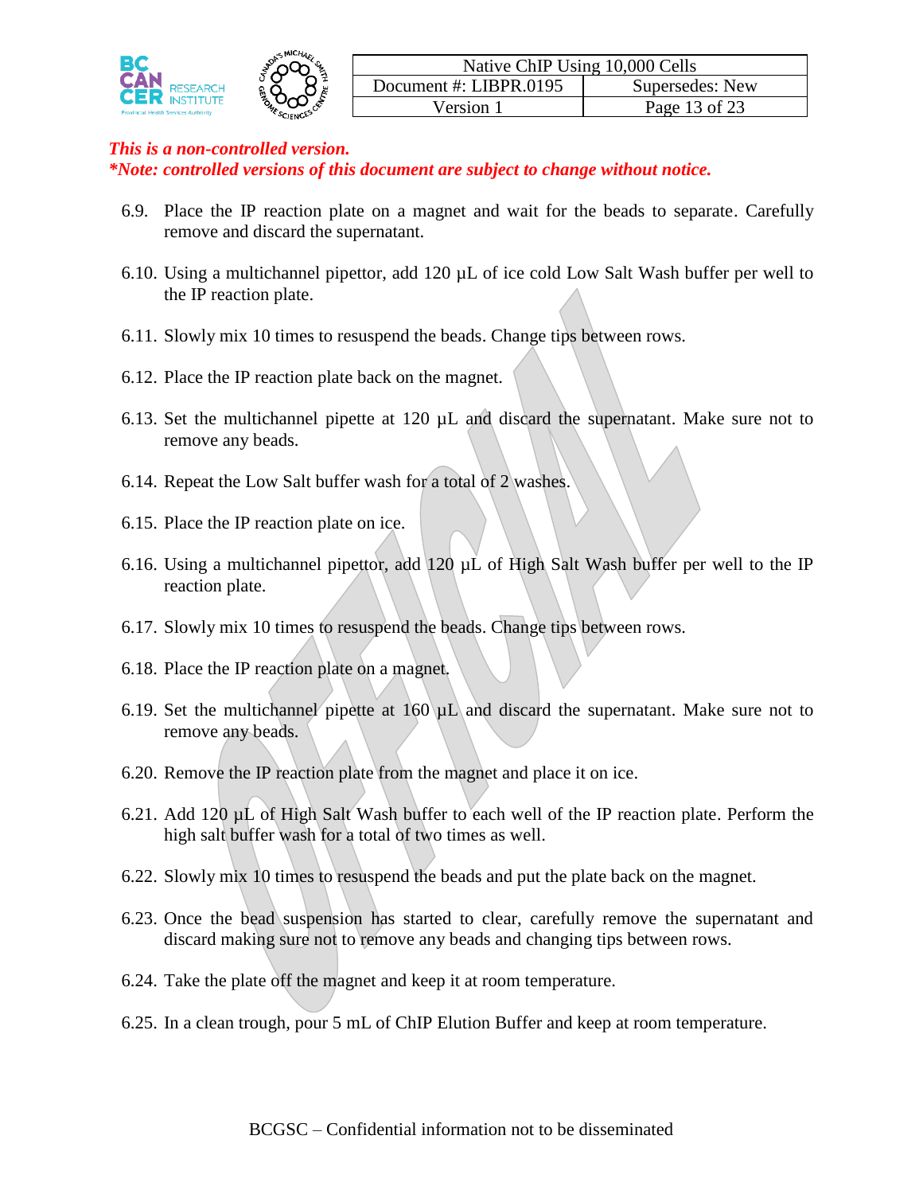*This is a non-controlled version.*
***Note: controlled versions of this document are subject to change without notice.***

6.9. Place the IP reaction plate on a magnet and wait for the beads to separate. Carefully remove and discard the supernatant.

6.10. Using a multichannel pipettor, add 120 µL of ice cold Low Salt Wash buffer per well to the IP reaction plate.

6.11. Slowly mix 10 times to resuspend the beads. Change tips between rows.

6.12. Place the IP reaction plate back on the magnet.

6.13. Set the multichannel pipette at 120 µL and discard the supernatant. Make sure not to remove any beads.

6.14. Repeat the Low Salt buffer wash for a total of 2 washes.

6.15. Place the IP reaction plate on ice.

6.16. Using a multichannel pipettor, add 120 µL of High Salt Wash buffer per well to the IP reaction plate.

6.17. Slowly mix 10 times to resuspend the beads. Change tips between rows.

6.18. Place the IP reaction plate on a magnet.

6.19. Set the multichannel pipette at 160 µL and discard the supernatant. Make sure not to remove any beads.

6.20. Remove the IP reaction plate from the magnet and place it on ice.

6.21. Add 120 µL of High Salt Wash buffer to each well of the IP reaction plate. Perform the high salt buffer wash for a total of two times as well.

6.22. Slowly mix 10 times to resuspend the beads and put the plate back on the magnet.

6.23. Once the bead suspension has started to clear, carefully remove the supernatant and discard making sure not to remove any beads and changing tips between rows.

6.24. Take the plate off the magnet and keep it at room temperature.

6.25. In a clean trough, pour 5 mL of ChIP Elution Buffer and keep at room temperature.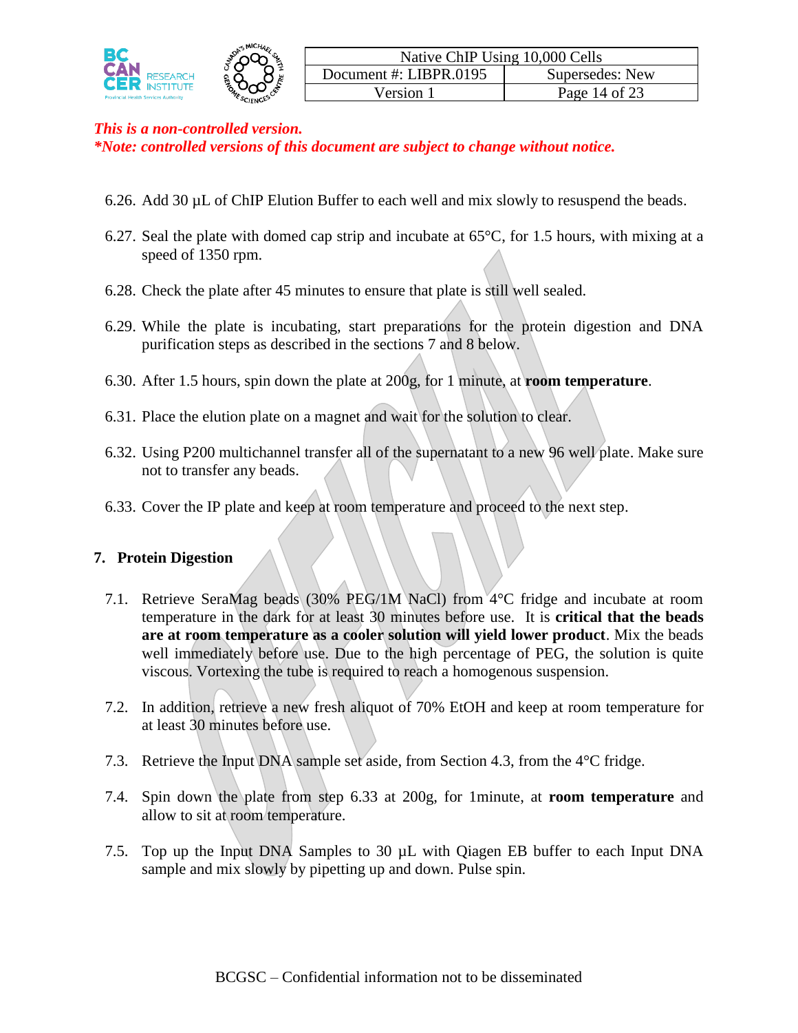*This is a non-controlled version.*
***Note: controlled versions of this document are subject to change without notice.***

6.26. Add 30 µL of ChIP Elution Buffer to each well and mix slowly to resuspend the beads.

6.27. Seal the plate with domed cap strip and incubate at 65°C, for 1.5 hours, with mixing at a speed of 1350 rpm.

6.28. Check the plate after 45 minutes to ensure that plate is still well sealed.

6.29. While the plate is incubating, start preparations for the protein digestion and DNA purification steps as described in the sections 7 and 8 below.

6.30. After 1.5 hours, spin down the plate at 200g, for 1 minute, at **room temperature**.

6.31. Place the elution plate on a magnet and wait for the solution to clear.

6.32. Using P200 multichannel transfer all of the supernatant to a new 96 well plate. Make sure not to transfer any beads.

6.33. Cover the IP plate and keep at room temperature and proceed to the next step.

## 7. Protein Digestion

7.1. Retrieve SeraMag beads (30% PEG/1M NaCl) from 4°C fridge and incubate at room temperature in the dark for at least 30 minutes before use. It is **critical that the beads are at room temperature as a cooler solution will yield lower product**. Mix the beads well immediately before use. Due to the high percentage of PEG, the solution is quite viscous. Vortexing the tube is required to reach a homogenous suspension.

7.2. In addition, retrieve a new fresh aliquot of 70% EtOH and keep at room temperature for at least 30 minutes before use.

7.3. Retrieve the Input DNA sample set aside, from Section 4.3, from the 4°C fridge.

7.4. Spin down the plate from step 6.33 at 200g, for 1minute, at **room temperature** and allow to sit at room temperature.

7.5. Top up the Input DNA Samples to 30 µL with Qiagen EB buffer to each Input DNA sample and mix slowly by pipetting up and down. Pulse spin.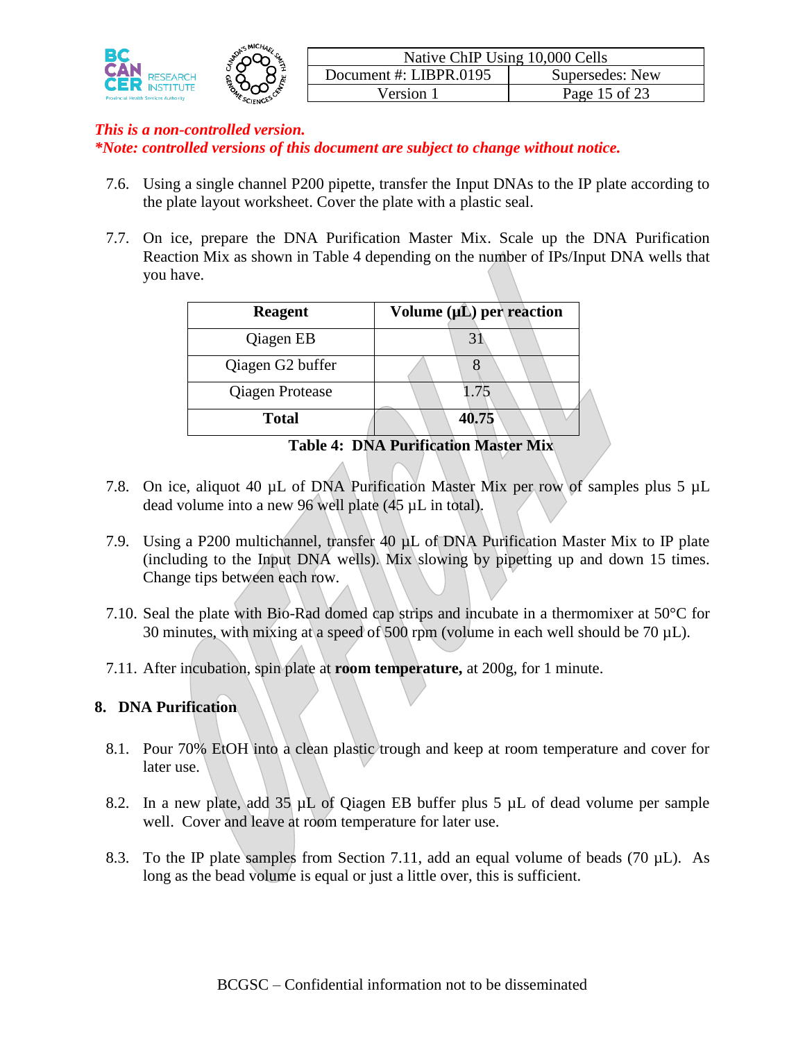*This is a non-controlled version.*
***Note: controlled versions of this document are subject to change without notice.***

7.6. Using a single channel P200 pipette, transfer the Input DNAs to the IP plate according to the plate layout worksheet. Cover the plate with a plastic seal.

7.7. On ice, prepare the DNA Purification Master Mix. Scale up the DNA Purification Reaction Mix as shown in Table 4 depending on the number of IPs/Input DNA wells that you have.

| Reagent | Volume (µL) per reaction |
|---|---|
| Qiagen EB | 31 |
| Qiagen G2 buffer | 8 |
| Qiagen Protease | 1.75 |
| **Total** | **40.75** |

**Table 4: DNA Purification Master Mix**

7.8. On ice, aliquot 40 µL of DNA Purification Master Mix per row of samples plus 5 µL dead volume into a new 96 well plate (45 µL in total).

7.9. Using a P200 multichannel, transfer 40 µL of DNA Purification Master Mix to IP plate (including to the Input DNA wells). Mix slowing by pipetting up and down 15 times. Change tips between each row.

7.10. Seal the plate with Bio-Rad domed cap strips and incubate in a thermomixer at 50°C for 30 minutes, with mixing at a speed of 500 rpm (volume in each well should be 70 µL).

7.11. After incubation, spin plate at **room temperature,** at 200g, for 1 minute.

## 8. DNA Purification

8.1. Pour 70% EtOH into a clean plastic trough and keep at room temperature and cover for later use.

8.2. In a new plate, add 35 µL of Qiagen EB buffer plus 5 µL of dead volume per sample well. Cover and leave at room temperature for later use.

8.3. To the IP plate samples from Section 7.11, add an equal volume of beads (70 µL). As long as the bead volume is equal or just a little over, this is sufficient.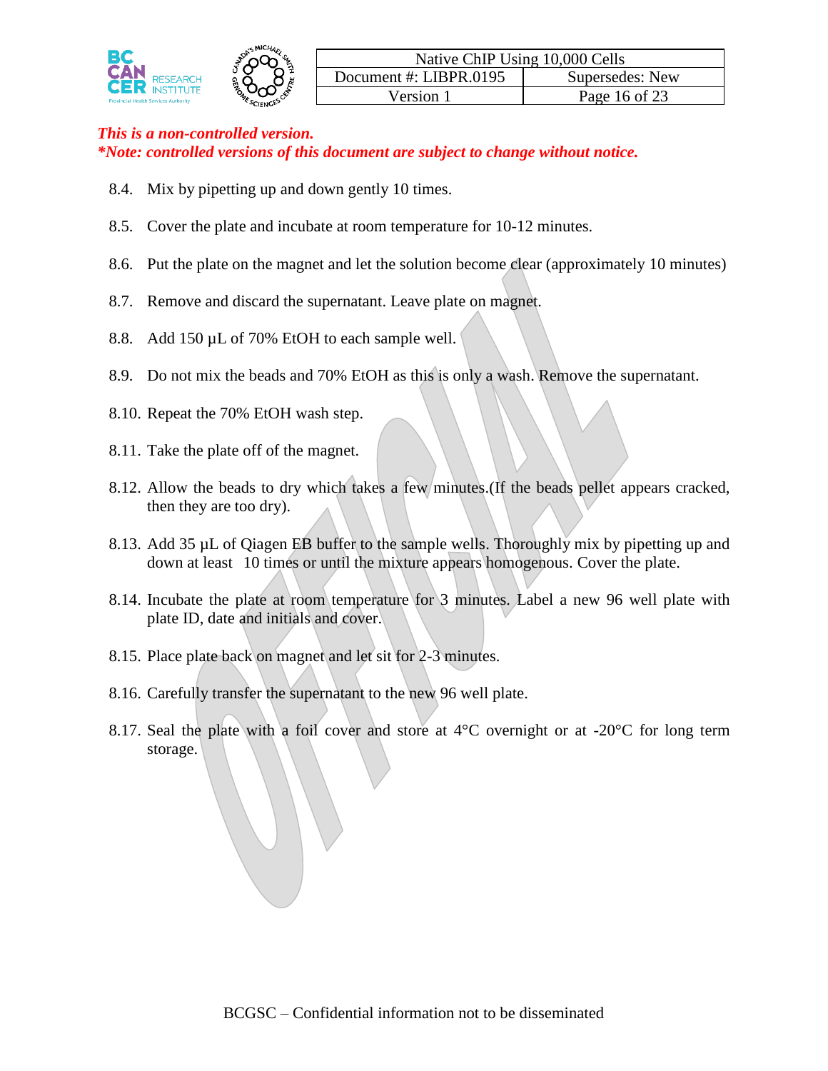*This is a non-controlled version.*
***Note: controlled versions of this document are subject to change without notice.***

8.4. Mix by pipetting up and down gently 10 times.

8.5. Cover the plate and incubate at room temperature for 10-12 minutes.

8.6. Put the plate on the magnet and let the solution become clear (approximately 10 minutes)

8.7. Remove and discard the supernatant. Leave plate on magnet.

8.8. Add 150 µL of 70% EtOH to each sample well.

8.9. Do not mix the beads and 70% EtOH as this is only a wash. Remove the supernatant.

8.10. Repeat the 70% EtOH wash step.

8.11. Take the plate off of the magnet.

8.12. Allow the beads to dry which takes a few minutes.(If the beads pellet appears cracked, then they are too dry).

8.13. Add 35 µL of Qiagen EB buffer to the sample wells. Thoroughly mix by pipetting up and down at least 10 times or until the mixture appears homogenous. Cover the plate.

8.14. Incubate the plate at room temperature for 3 minutes. Label a new 96 well plate with plate ID, date and initials and cover.

8.15. Place plate back on magnet and let sit for 2-3 minutes.

8.16. Carefully transfer the supernatant to the new 96 well plate.

8.17. Seal the plate with a foil cover and store at 4°C overnight or at -20°C for long term storage.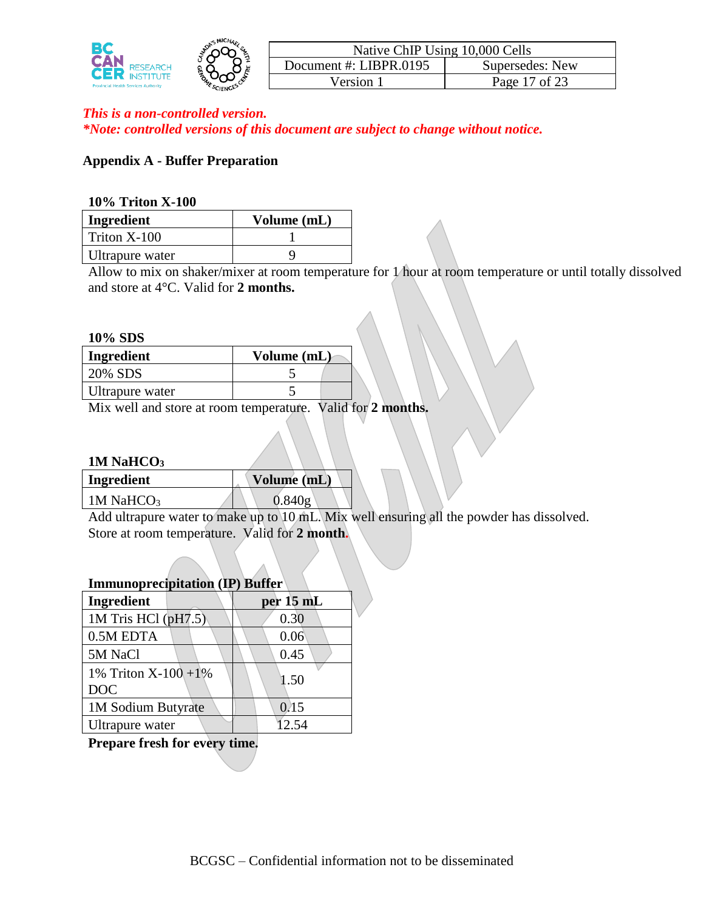*This is a non-controlled version.*
***Note: controlled versions of this document are subject to change without notice.***

## Appendix A - Buffer Preparation

### 10% Triton X-100

| Ingredient | Volume (mL) |
|---|---|
| Triton X-100 | 1 |
| Ultrapure water | 9 |

Allow to mix on shaker/mixer at room temperature for 1 hour at room temperature or until totally dissolved and store at 4°C. Valid for **2 months.**

### 10% SDS

| Ingredient | Volume (mL) |
|---|---|
| 20% SDS | 5 |
| Ultrapure water | 5 |

Mix well and store at room temperature. Valid for **2 months.**

### 1M $NaHCO_3$

| Ingredient | Volume (mL) |
|---|---|
| 1M $NaHCO_3$ | 0.840g |

Add ultrapure water to make up to 10 mL. Mix well ensuring all the powder has dissolved.
Store at room temperature. Valid for **2 month.**

### Immunoprecipitation (IP) Buffer

| Ingredient | per 15 mL |
|---|---|
| 1M Tris HCl (pH7.5) | 0.30 |
| 0.5M EDTA | 0.06 |
| 5M NaCl | 0.45 |
| 1% Triton X-100 +1% DOC | 1.50 |
| 1M Sodium Butyrate | 0.15 |
| Ultrapure water | 12.54 |

**Prepare fresh for every time.**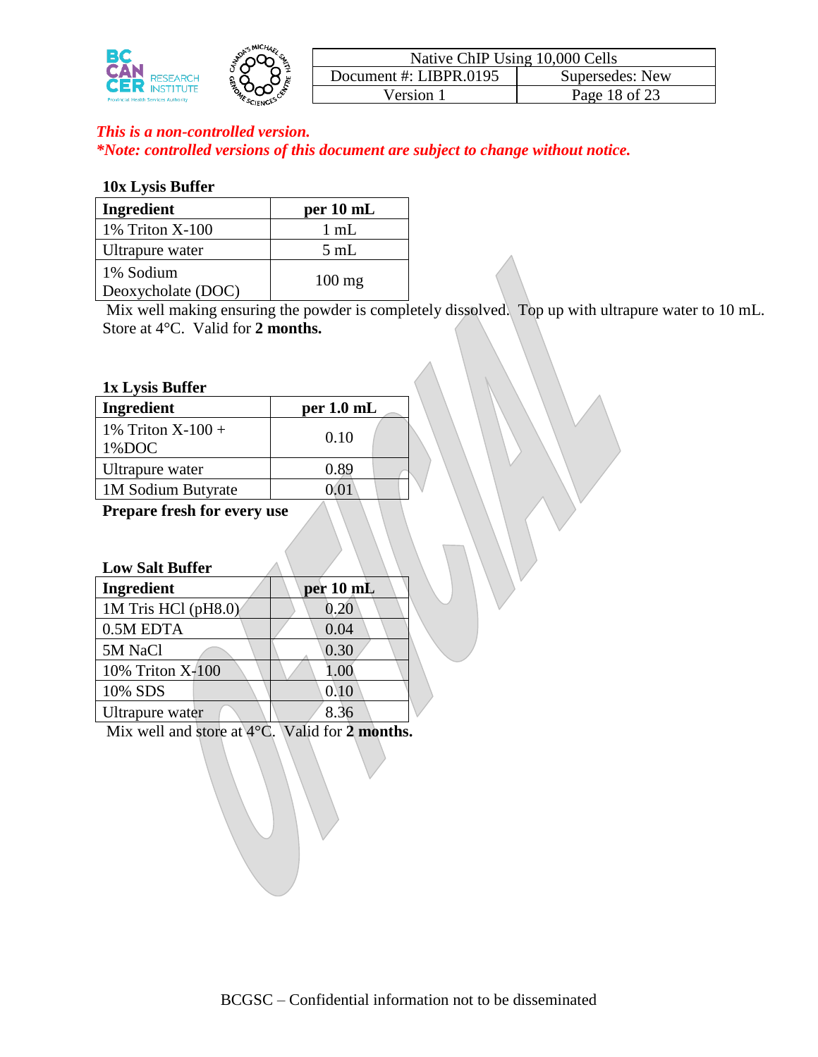*This is a non-controlled version.*
***Note: controlled versions of this document are subject to change without notice.***

**10x Lysis Buffer**

| Ingredient | per 10 mL |
|---|---|
| 1% Triton X-100 | 1 mL |
| Ultrapure water | 5 mL |
| 1% Sodium Deoxycholate (DOC) | 100 mg |

Mix well making ensuring the powder is completely dissolved. Top up with ultrapure water to 10 mL. Store at 4°C. Valid for **2 months.**

**1x Lysis Buffer**

| Ingredient | per 1.0 mL |
|---|---|
| 1% Triton X-100 + 1%DOC | 0.10 |
| Ultrapure water | 0.89 |
| 1M Sodium Butyrate | 0.01 |

**Prepare fresh for every use**

**Low Salt Buffer**

| Ingredient | per 10 mL |
|---|---|
| 1M Tris HCl (pH8.0) | 0.20 |
| 0.5M EDTA | 0.04 |
| 5M NaCl | 0.30 |
| 10% Triton X-100 | 1.00 |
| 10% SDS | 0.10 |
| Ultrapure water | 8.36 |

Mix well and store at 4°C. Valid for **2 months.**

BCGSC – Confidential information not to be disseminated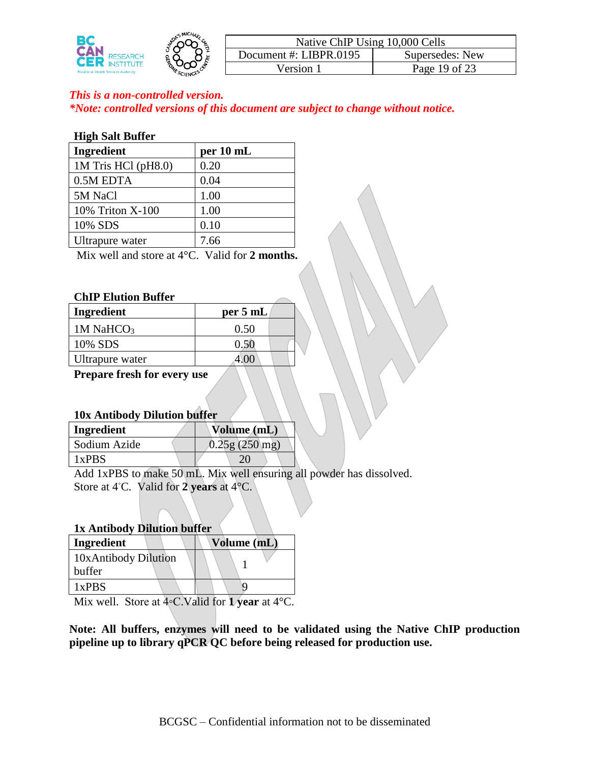*This is a non-controlled version.*
***Note: controlled versions of this document are subject to change without notice.***

**High Salt Buffer**

| Ingredient | per 10 mL |
|---|---|
| 1M Tris HCl (pH8.0) | 0.20 |
| 0.5M EDTA | 0.04 |
| 5M NaCl | 1.00 |
| 10% Triton X-100 | 1.00 |
| 10% SDS | 0.10 |
| Ultrapure water | 7.66 |

Mix well and store at 4°C. Valid for **2 months.**

**ChIP Elution Buffer**

| Ingredient | per 5 mL |
|---|---|
| 1M $NaHCO_3$ | 0.50 |
| 10% SDS | 0.50 |
| Ultrapure water | 4.00 |

**Prepare fresh for every use**

**10x Antibody Dilution buffer**

| Ingredient | Volume (mL) |
|---|---|
| Sodium Azide | 0.25g (250 mg) |
| 1xPBS | 20 |

Add 1xPBS to make 50 mL. Mix well ensuring all powder has dissolved.
Store at 4°C. Valid for **2 years** at 4°C.

**1x Antibody Dilution buffer**

| Ingredient | Volume (mL) |
|---|---|
| 10xAntibody Dilution buffer | 1 |
| 1xPBS | 9 |

Mix well. Store at 4°C.Valid for **1 year** at 4°C.

**Note: All buffers, enzymes will need to be validated using the Native ChIP production pipeline up to library qPCR QC before being released for production use.**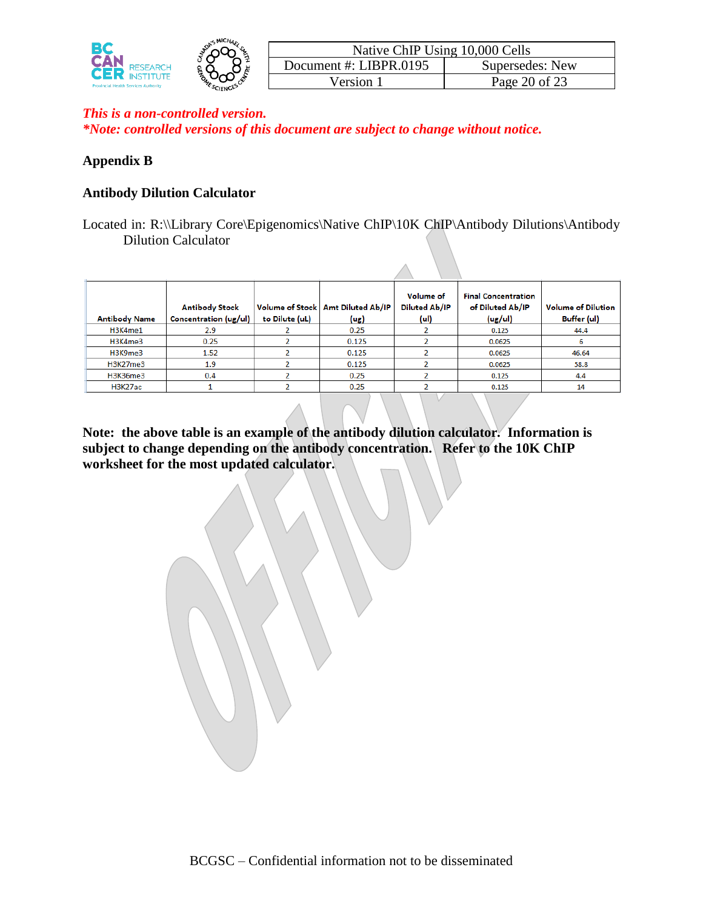*This is a non-controlled version.*
*\*Note: controlled versions of this document are subject to change without notice.*

## Appendix B

### Antibody Dilution Calculator

Located in: R:\\Library Core\Epigenomics\Native ChIP\10K ChIP\Antibody Dilutions\Antibody Dilution Calculator

| Antibody Name | Antibody Stock Concentration (ug/ul) | Volume of Stock to Dilute (uL) | Amt Diluted Ab/IP (ug) | Volume of Diluted Ab/IP (ul) | Final Concentration of Diluted Ab/IP (ug/ul) | Volume of Dilution Buffer (ul) |
|---|---|---|---|---|---|---|
| H3K4me1 | 2.9 | 2 | 0.25 | 2 | 0.125 | 44.4 |
| H3K4me3 | 0.25 | 2 | 0.125 | 2 | 0.0625 | 6 |
| H3K9me3 | 1.52 | 2 | 0.125 | 2 | 0.0625 | 46.64 |
| H3K27me3 | 1.9 | 2 | 0.125 | 2 | 0.0625 | 58.8 |
| H3K36me3 | 0.4 | 2 | 0.25 | 2 | 0.125 | 4.4 |
| H3K27ac | 1 | 2 | 0.25 | 2 | 0.125 | 14 |

**Note: the above table is an example of the antibody dilution calculator. Information is subject to change depending on the antibody concentration. Refer to the 10K ChIP worksheet for the most updated calculator.**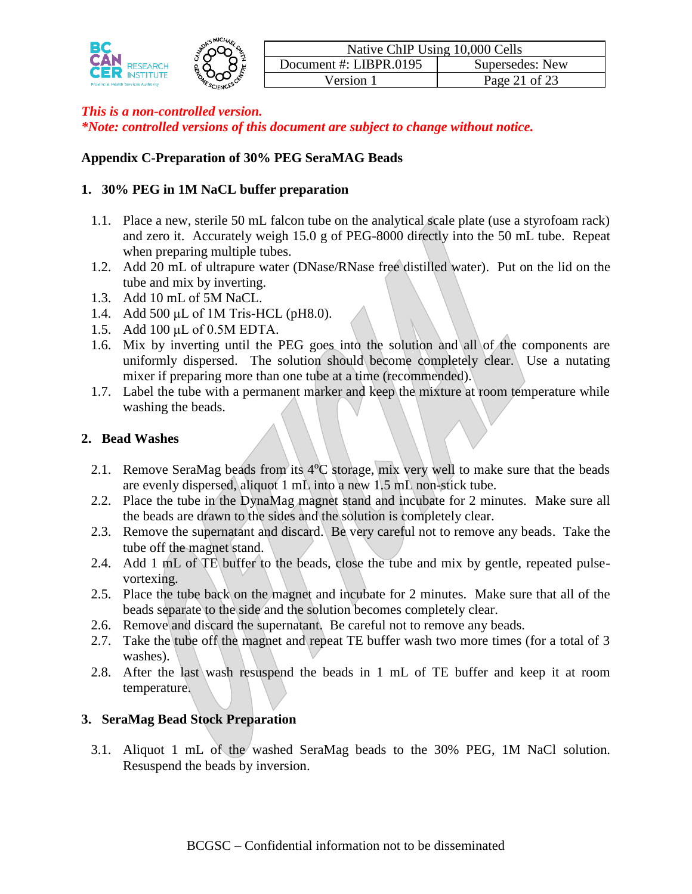*This is a non-controlled version.*
***Note: controlled versions of this document are subject to change without notice.***

## Appendix C-Preparation of 30% PEG SeraMAG Beads

### 1. 30% PEG in 1M NaCL buffer preparation

1.1. Place a new, sterile 50 mL falcon tube on the analytical scale plate (use a styrofoam rack) and zero it. Accurately weigh 15.0 g of PEG-8000 directly into the 50 mL tube. Repeat when preparing multiple tubes.

1.2. Add 20 mL of ultrapure water (DNase/RNase free distilled water). Put on the lid on the tube and mix by inverting.

1.3. Add 10 mL of 5M NaCL.

1.4. Add 500 µL of 1M Tris-HCL (pH8.0).

1.5. Add 100 µL of 0.5M EDTA.

1.6. Mix by inverting until the PEG goes into the solution and all of the components are uniformly dispersed. The solution should become completely clear. Use a nutating mixer if preparing more than one tube at a time (recommended).

1.7. Label the tube with a permanent marker and keep the mixture at room temperature while washing the beads.

### 2. Bead Washes

2.1. Remove SeraMag beads from its 4°C storage, mix very well to make sure that the beads are evenly dispersed, aliquot 1 mL into a new 1.5 mL non-stick tube.

2.2. Place the tube in the DynaMag magnet stand and incubate for 2 minutes. Make sure all the beads are drawn to the sides and the solution is completely clear.

2.3. Remove the supernatant and discard. Be very careful not to remove any beads. Take the tube off the magnet stand.

2.4. Add 1 mL of TE buffer to the beads, close the tube and mix by gentle, repeated pulse-vortexing.

2.5. Place the tube back on the magnet and incubate for 2 minutes. Make sure that all of the beads separate to the side and the solution becomes completely clear.

2.6. Remove and discard the supernatant. Be careful not to remove any beads.

2.7. Take the tube off the magnet and repeat TE buffer wash two more times (for a total of 3 washes).

2.8. After the last wash resuspend the beads in 1 mL of TE buffer and keep it at room temperature.

### 3. SeraMag Bead Stock Preparation

3.1. Aliquot 1 mL of the washed SeraMag beads to the 30% PEG, 1M NaCl solution. Resuspend the beads by inversion.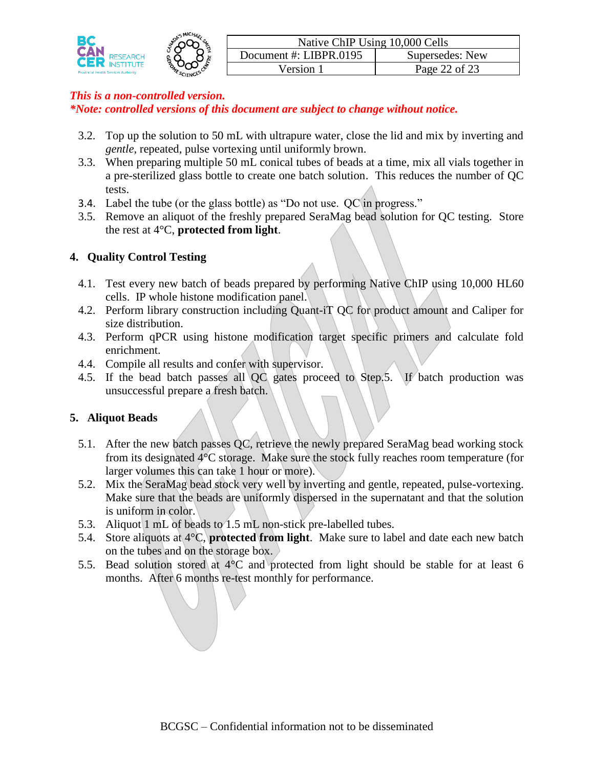*This is a non-controlled version.*
*\*Note: controlled versions of this document are subject to change without notice.*

3.2. Top up the solution to 50 mL with ultrapure water, close the lid and mix by inverting and *gentle*, repeated, pulse vortexing until uniformly brown.
3.3. When preparing multiple 50 mL conical tubes of beads at a time, mix all vials together in a pre-sterilized glass bottle to create one batch solution. This reduces the number of QC tests.
3.4. Label the tube (or the glass bottle) as "Do not use. QC in progress."
3.5. Remove an aliquot of the freshly prepared SeraMag bead solution for QC testing. Store the rest at 4°C, **protected from light**.

## 4. Quality Control Testing

4.1. Test every new batch of beads prepared by performing Native ChIP using 10,000 HL60 cells. IP whole histone modification panel.
4.2. Perform library construction including Quant-iT QC for product amount and Caliper for size distribution.
4.3. Perform qPCR using histone modification target specific primers and calculate fold enrichment.
4.4. Compile all results and confer with supervisor.
4.5. If the bead batch passes all QC gates proceed to Step.5. If batch production was unsuccessful prepare a fresh batch.

## 5. Aliquot Beads

5.1. After the new batch passes QC, retrieve the newly prepared SeraMag bead working stock from its designated 4°C storage. Make sure the stock fully reaches room temperature (for larger volumes this can take 1 hour or more).
5.2. Mix the SeraMag bead stock very well by inverting and gentle, repeated, pulse-vortexing. Make sure that the beads are uniformly dispersed in the supernatant and that the solution is uniform in color.
5.3. Aliquot 1 mL of beads to 1.5 mL non-stick pre-labelled tubes.
5.4. Store aliquots at 4°C, **protected from light**. Make sure to label and date each new batch on the tubes and on the storage box.
5.5. Bead solution stored at 4°C and protected from light should be stable for at least 6 months. After 6 months re-test monthly for performance.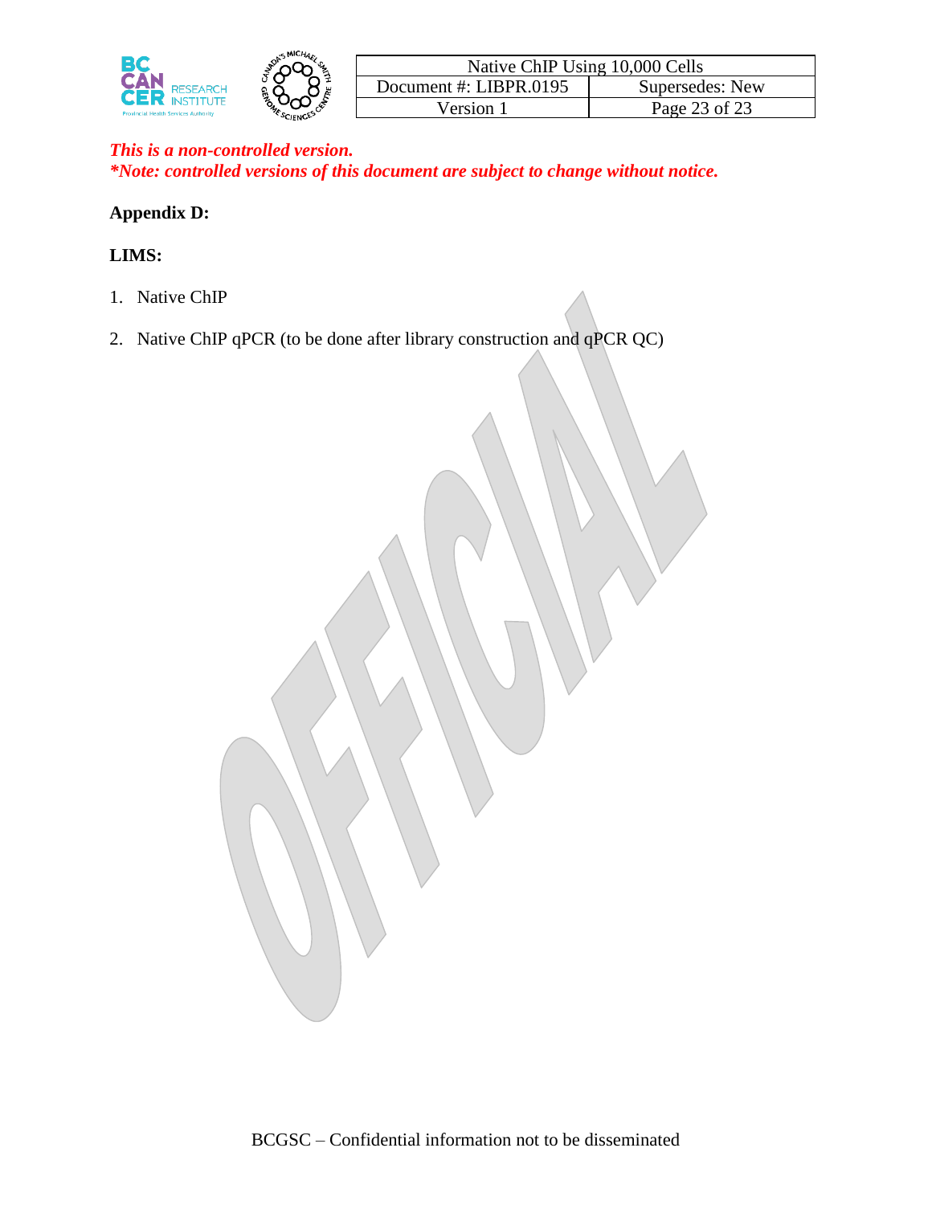*This is a non-controlled version.*
****Note: controlled versions of this document are subject to change without notice.***

**Appendix D:**

**LIMS:**

1. Native ChIP
2. Native ChIP qPCR (to be done after library construction and qPCR QC)